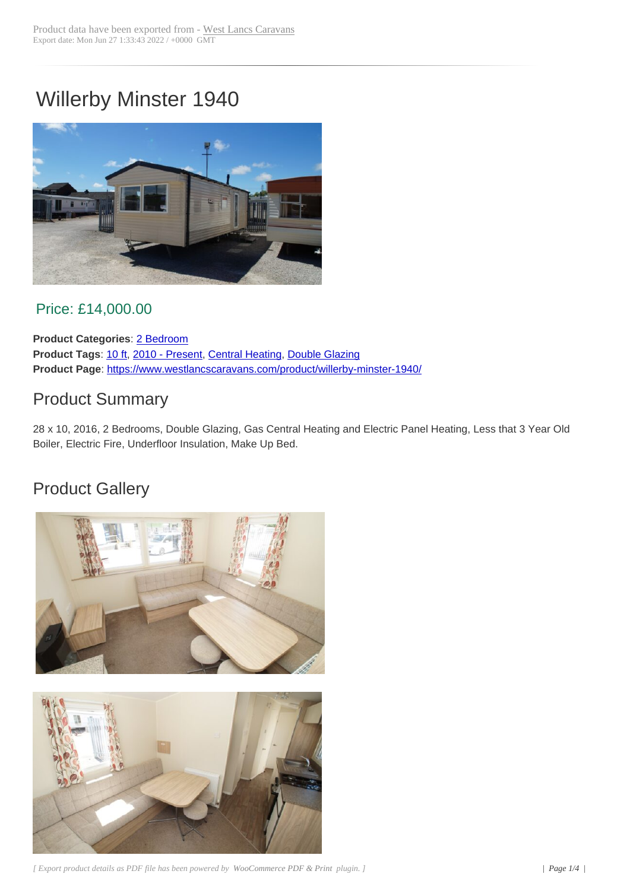Product data have been exported from - West Lancs Caravans
Export date: Mon Jun 27 1:33:43 2022 / +0000 GMT

# Willerby Minster 1940

## Price: £14,000.00

**Product Categories**: 2 Bedroom
**Product Tags**: 10 ft, 2010 - Present, Central Heating, Double Glazing
**Product Page**: https://www.westlancscaravans.com/product/willerby-minster-1940/

## Product Summary

28 x 10, 2016, 2 Bedrooms, Double Glazing, Gas Central Heating and Electric Panel Heating, Less that 3 Year Old Boiler, Electric Fire, Underfloor Insulation, Make Up Bed.

## Product Gallery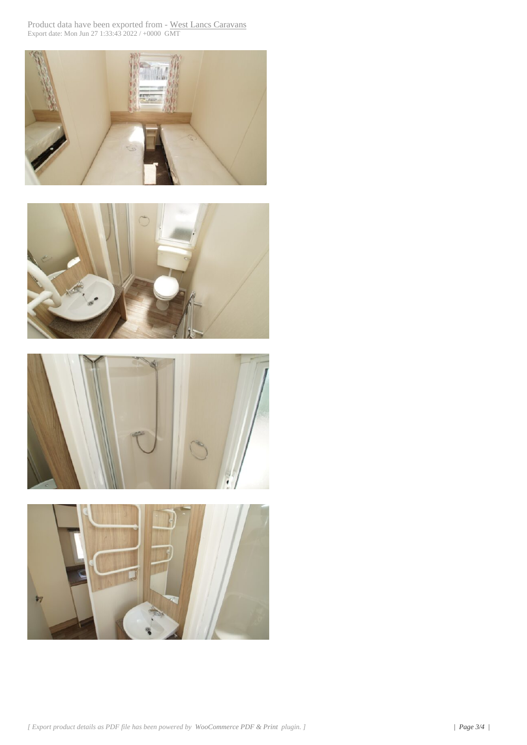Product data have been exported from - West Lancs Caravans
Export date: Mon Jun 27 1:33:43 2022 / +0000 GMT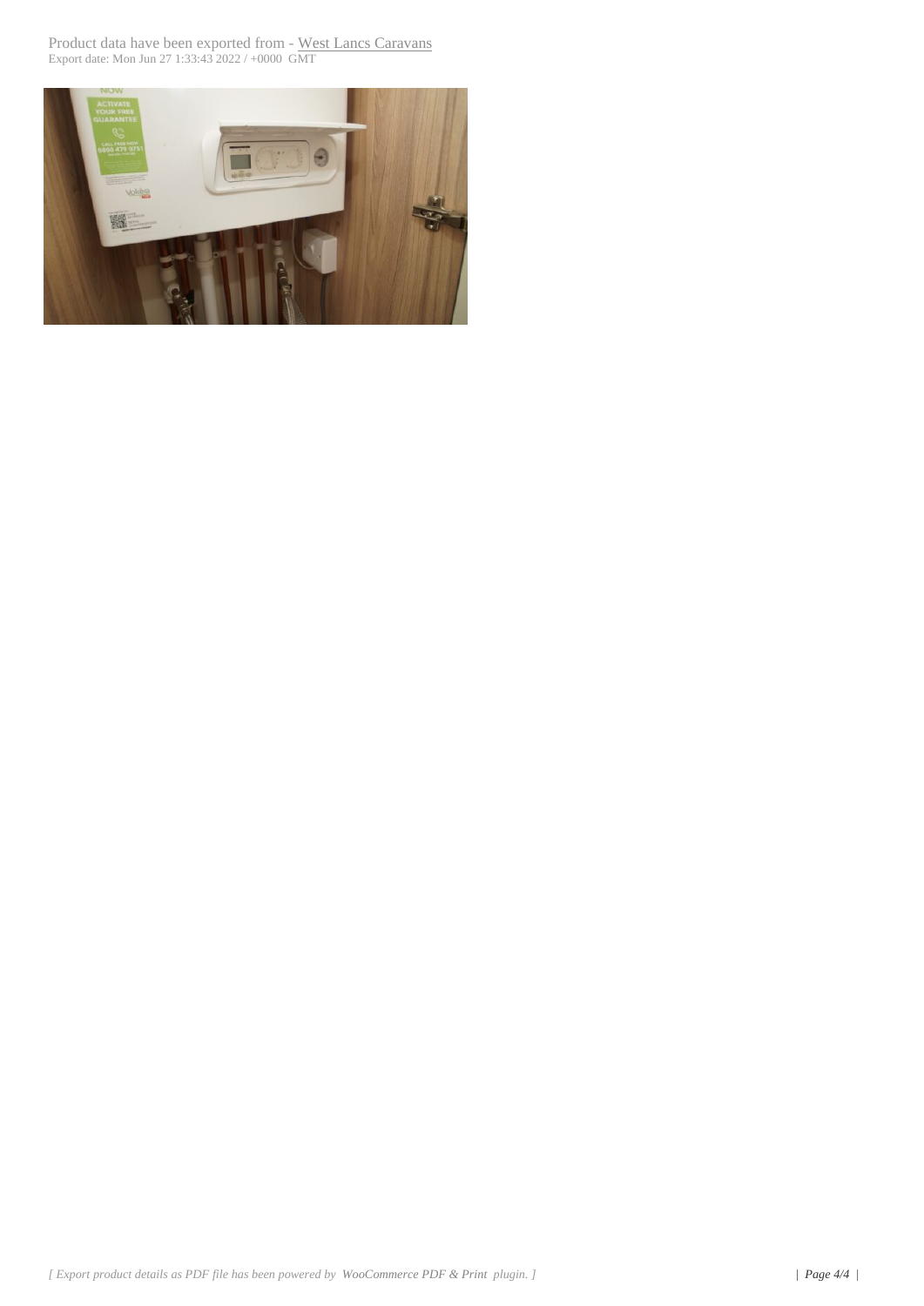Product data have been exported from - West Lancs Caravans
Export date: Mon Jun 27 1:33:43 2022 / +0000 GMT